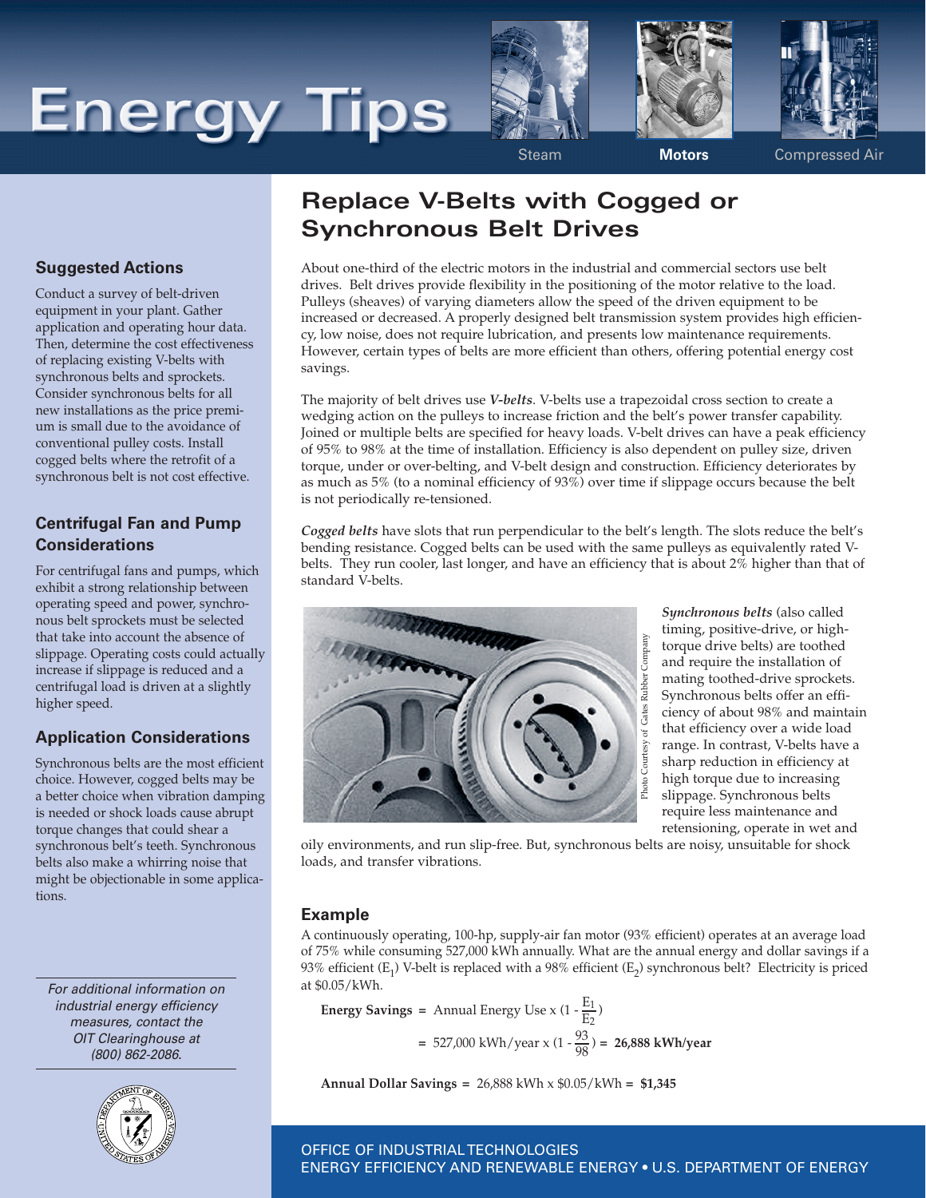# Energy Tips

Steam **Motors** Compressed Air

## Replace V-Belts with Cogged or Synchronous Belt Drives

About one-third of the electric motors in the industrial and commercial sectors use belt drives. Belt drives provide flexibility in the positioning of the motor relative to the load. Pulleys (sheaves) of varying diameters allow the speed of the driven equipment to be increased or decreased. A properly designed belt transmission system provides high efficiency, low noise, does not require lubrication, and presents low maintenance requirements. However, certain types of belts are more efficient than others, offering potential energy cost savings.

The majority of belt drives use ***V-belts***. V-belts use a trapezoidal cross section to create a wedging action on the pulleys to increase friction and the belt's power transfer capability. Joined or multiple belts are specified for heavy loads. V-belt drives can have a peak efficiency of 95% to 98% at the time of installation. Efficiency is also dependent on pulley size, driven torque, under or over-belting, and V-belt design and construction. Efficiency deteriorates by as much as 5% (to a nominal efficiency of 93%) over time if slippage occurs because the belt is not periodically re-tensioned.

***Cogged belts*** have slots that run perpendicular to the belt's length. The slots reduce the belt's bending resistance. Cogged belts can be used with the same pulleys as equivalently rated V-belts. They run cooler, last longer, and have an efficiency that is about 2% higher than that of standard V-belts.

Photo Courtesy of Gates Rubber Company

***Synchronous belts*** (also called timing, positive-drive, or high-torque drive belts) are toothed and require the installation of mating toothed-drive sprockets. Synchronous belts offer an efficiency of about 98% and maintain that efficiency over a wide load range. In contrast, V-belts have a sharp reduction in efficiency at high torque due to increasing slippage. Synchronous belts require less maintenance and retensioning, operate in wet and oily environments, and run slip-free. But, synchronous belts are noisy, unsuitable for shock loads, and transfer vibrations.

### Example

A continuously operating, 100-hp, supply-air fan motor (93% efficient) operates at an average load of 75% while consuming 527,000 kWh annually. What are the annual energy and dollar savings if a 93% efficient ($E_1$) V-belt is replaced with a 98% efficient ($E_2$) synchronous belt? Electricity is priced at $0.05/kWh.

$$\textbf{Energy Savings} = \text{Annual Energy Use} \times \left(1 - \frac{E_1}{E_2}\right)$$

$$= 527{,}000 \text{ kWh/year} \times \left(1 - \frac{93}{98}\right) = \textbf{26,888 kWh/year}$$

**Annual Dollar Savings** = 26,888 kWh x $0.05/kWh = **$1,345**

### Suggested Actions

Conduct a survey of belt-driven equipment in your plant. Gather application and operating hour data. Then, determine the cost effectiveness of replacing existing V-belts with synchronous belts and sprockets. Consider synchronous belts for all new installations as the price premium is small due to the avoidance of conventional pulley costs. Install cogged belts where the retrofit of a synchronous belt is not cost effective.

### Centrifugal Fan and Pump Considerations

For centrifugal fans and pumps, which exhibit a strong relationship between operating speed and power, synchronous belt sprockets must be selected that take into account the absence of slippage. Operating costs could actually increase if slippage is reduced and a centrifugal load is driven at a slightly higher speed.

### Application Considerations

Synchronous belts are the most efficient choice. However, cogged belts may be a better choice when vibration damping is needed or shock loads cause abrupt torque changes that could shear a synchronous belt's teeth. Synchronous belts also make a whirring noise that might be objectionable in some applications.

*For additional information on industrial energy efficiency measures, contact the OIT Clearinghouse at (800) 862-2086.*

OFFICE OF INDUSTRIAL TECHNOLOGIES
ENERGY EFFICIENCY AND RENEWABLE ENERGY • U.S. DEPARTMENT OF ENERGY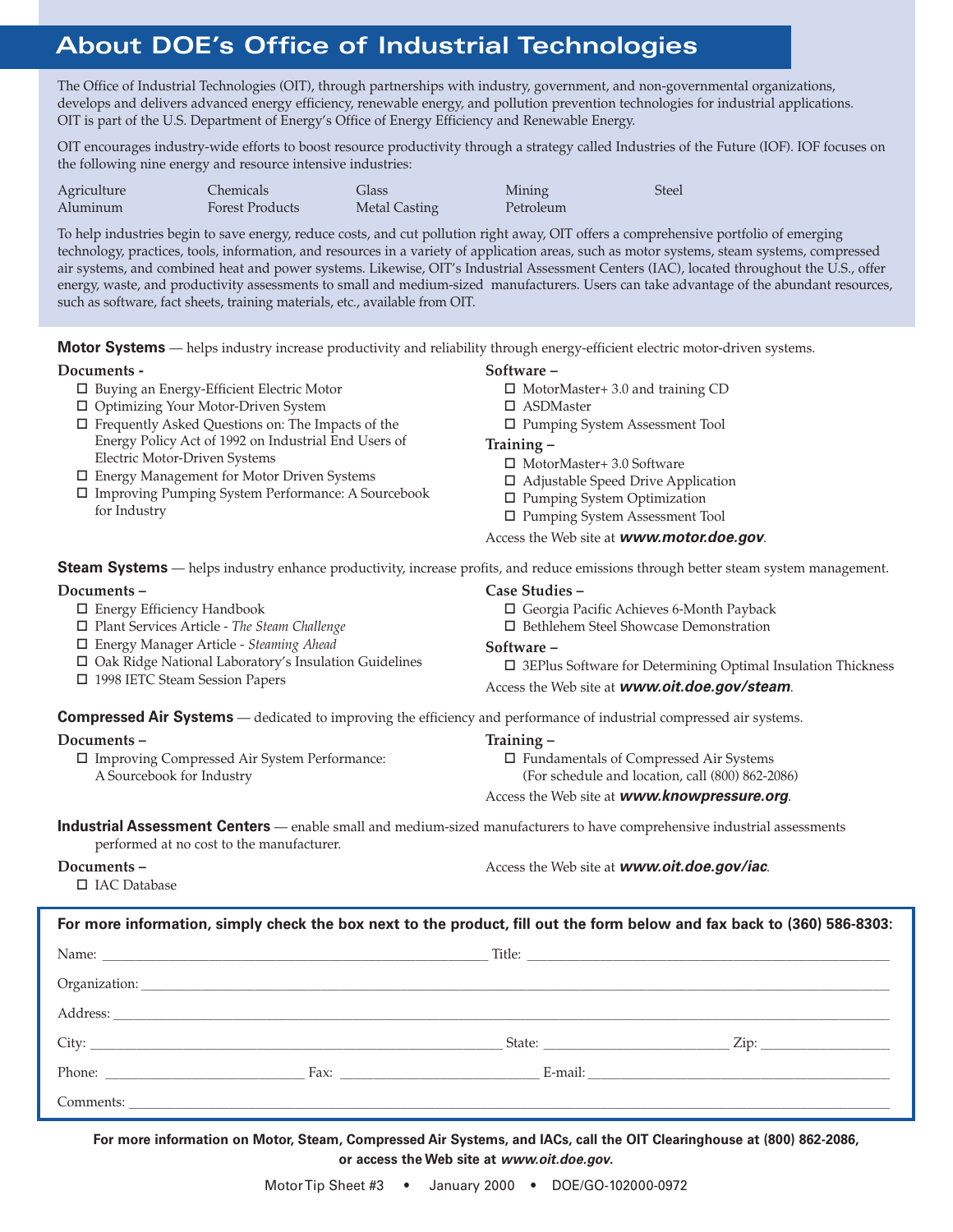## About DOE's Office of Industrial Technologies

The Office of Industrial Technologies (OIT), through partnerships with industry, government, and non-governmental organizations, develops and delivers advanced energy efficiency, renewable energy, and pollution prevention technologies for industrial applications. OIT is part of the U.S. Department of Energy's Office of Energy Efficiency and Renewable Energy.

OIT encourages industry-wide efforts to boost resource productivity through a strategy called Industries of the Future (IOF). IOF focuses on the following nine energy and resource intensive industries:

| | | | | |
|---|---|---|---|---|
| Agriculture | Chemicals | Glass | Mining | Steel |
| Aluminum | Forest Products | Metal Casting | Petroleum | |

To help industries begin to save energy, reduce costs, and cut pollution right away, OIT offers a comprehensive portfolio of emerging technology, practices, tools, information, and resources in a variety of application areas, such as motor systems, steam systems, compressed air systems, and combined heat and power systems. Likewise, OIT's Industrial Assessment Centers (IAC), located throughout the U.S., offer energy, waste, and productivity assessments to small and medium-sized manufacturers. Users can take advantage of the abundant resources, such as software, fact sheets, training materials, etc., available from OIT.

**Motor Systems** — helps industry increase productivity and reliability through energy-efficient electric motor-driven systems.

**Documents -**
- ☐ Buying an Energy-Efficient Electric Motor
- ☐ Optimizing Your Motor-Driven System
- ☐ Frequently Asked Questions on: The Impacts of the Energy Policy Act of 1992 on Industrial End Users of Electric Motor-Driven Systems
- ☐ Energy Management for Motor Driven Systems
- ☐ Improving Pumping System Performance: A Sourcebook for Industry

**Software –**
- ☐ MotorMaster+ 3.0 and training CD
- ☐ ASDMaster
- ☐ Pumping System Assessment Tool

**Training –**
- ☐ MotorMaster+ 3.0 Software
- ☐ Adjustable Speed Drive Application
- ☐ Pumping System Optimization
- ☐ Pumping System Assessment Tool

Access the Web site at ***www.motor.doe.gov***.

**Steam Systems** — helps industry enhance productivity, increase profits, and reduce emissions through better steam system management.

**Documents –**
- ☐ Energy Efficiency Handbook
- ☐ Plant Services Article - *The Steam Challenge*
- ☐ Energy Manager Article - *Steaming Ahead*
- ☐ Oak Ridge National Laboratory's Insulation Guidelines
- ☐ 1998 IETC Steam Session Papers

**Case Studies –**
- ☐ Georgia Pacific Achieves 6-Month Payback
- ☐ Bethlehem Steel Showcase Demonstration

**Software –**
- ☐ 3EPlus Software for Determining Optimal Insulation Thickness

Access the Web site at ***www.oit.doe.gov/steam***.

**Compressed Air Systems** — dedicated to improving the efficiency and performance of industrial compressed air systems.

**Documents –**
- ☐ Improving Compressed Air System Performance: A Sourcebook for Industry

**Training –**
- ☐ Fundamentals of Compressed Air Systems (For schedule and location, call (800) 862-2086)

Access the Web site at ***www.knowpressure.org***.

**Industrial Assessment Centers** — enable small and medium-sized manufacturers to have comprehensive industrial assessments performed at no cost to the manufacturer.

**Documents –**
- ☐ IAC Database

Access the Web site at ***www.oit.doe.gov/iac***.

**For more information, simply check the box next to the product, fill out the form below and fax back to (360) 586-8303:**

Name: ____________________ Title: ____________________

Organization: ____________________

Address: ____________________

City: ____________________ State: __________ Zip: __________

Phone: __________ Fax: __________ E-mail: ____________________

Comments: ____________________

**For more information on Motor, Steam, Compressed Air Systems, and IACs, call the OIT Clearinghouse at (800) 862-2086, or access the Web site at *www.oit.doe.gov*.**

Motor Tip Sheet #3 • January 2000 • DOE/GO-102000-0972